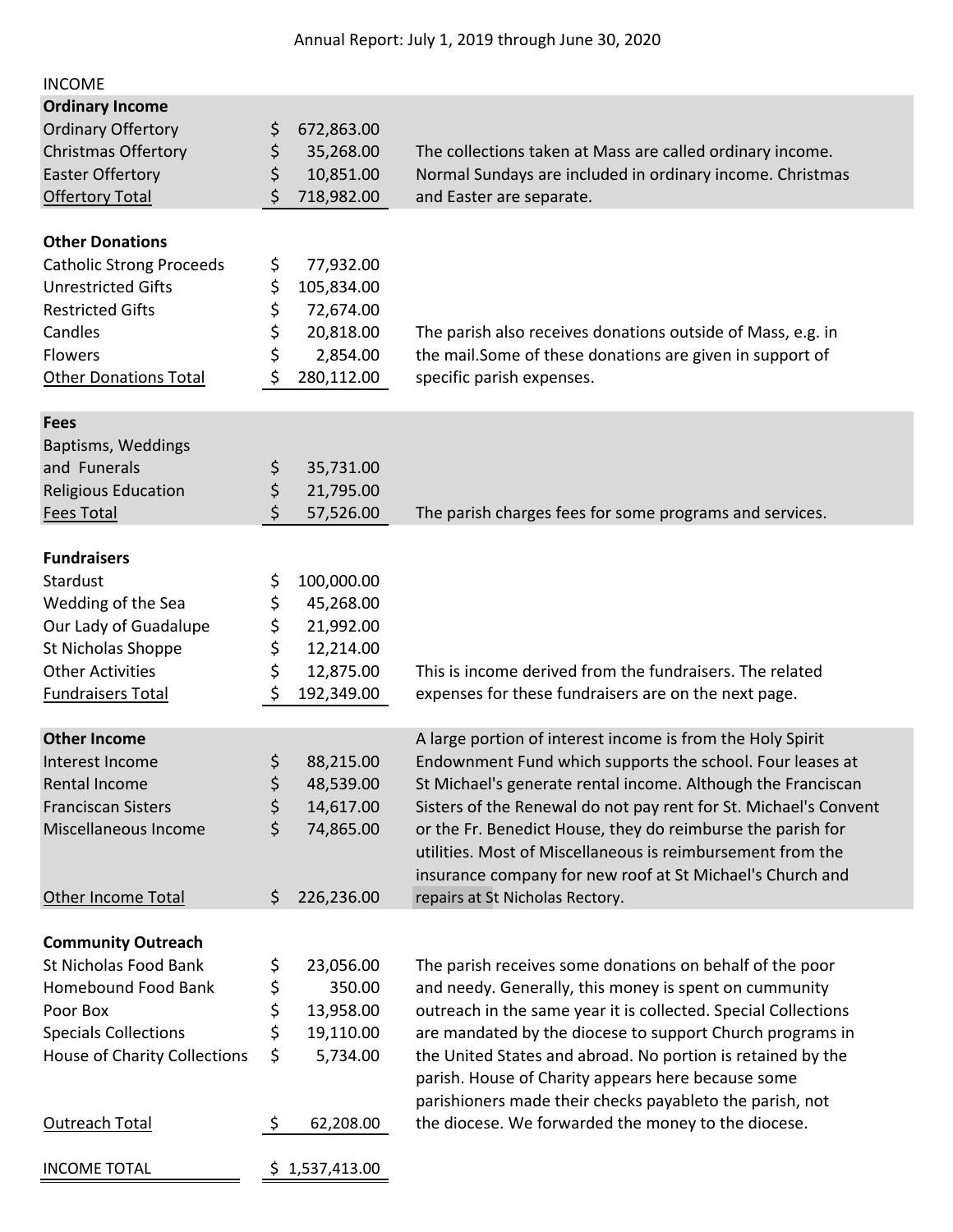Annual Report: July 1, 2019 through June 30, 2020

INCOME

| | | |
|---|---|---|
| **Ordinary Income** | | |
| Ordinary Offertory | $ 672,863.00 | |
| Christmas Offertory | $ 35,268.00 | The collections taken at Mass are called ordinary income. |
| Easter Offertory | $ 10,851.00 | Normal Sundays are included in ordinary income. Christmas |
| Offertory Total | $ 718,982.00 | and Easter are separate. |
| | | |
| **Other Donations** | | |
| Catholic Strong Proceeds | $ 77,932.00 | |
| Unrestricted Gifts | $ 105,834.00 | |
| Restricted Gifts | $ 72,674.00 | |
| Candles | $ 20,818.00 | The parish also receives donations outside of Mass, e.g. in |
| Flowers | $ 2,854.00 | the mail.Some of these donations are given in support of |
| Other Donations Total | $ 280,112.00 | specific parish expenses. |
| | | |
| **Fees** | | |
| Baptisms, Weddings and Funerals | $ 35,731.00 | |
| Religious Education | $ 21,795.00 | |
| Fees Total | $ 57,526.00 | The parish charges fees for some programs and services. |
| | | |
| **Fundraisers** | | |
| Stardust | $ 100,000.00 | |
| Wedding of the Sea | $ 45,268.00 | |
| Our Lady of Guadalupe | $ 21,992.00 | |
| St Nicholas Shoppe | $ 12,214.00 | |
| Other Activities | $ 12,875.00 | This is income derived from the fundraisers. The related |
| Fundraisers Total | $ 192,349.00 | expenses for these fundraisers are on the next page. |
| | | |
| **Other Income** | | A large portion of interest income is from the Holy Spirit Endowment Fund which supports the school. Four leases at St Michael's generate rental income. Although the Franciscan Sisters of the Renewal do not pay rent for St. Michael's Convent or the Fr. Benedict House, they do reimburse the parish for utilities. Most of Miscellaneous is reimbursement from the insurance company for new roof at St Michael's Church and repairs at St Nicholas Rectory. |
| Interest Income | $ 88,215.00 | |
| Rental Income | $ 48,539.00 | |
| Franciscan Sisters | $ 14,617.00 | |
| Miscellaneous Income | $ 74,865.00 | |
| Other Income Total | $ 226,236.00 | |
| | | |
| **Community Outreach** | | |
| St Nicholas Food Bank | $ 23,056.00 | The parish receives some donations on behalf of the poor and needy. Generally, this money is spent on cummunity outreach in the same year it is collected. Special Collections are mandated by the diocese to support Church programs in the United States and abroad. No portion is retained by the parish. House of Charity appears here because some parishioners made their checks payableto the parish, not the diocese. We forwarded the money to the diocese. |
| Homebound Food Bank | $ 350.00 | |
| Poor Box | $ 13,958.00 | |
| Specials Collections | $ 19,110.00 | |
| House of Charity Collections | $ 5,734.00 | |
| Outreach Total | $ 62,208.00 | |
| | | |
| INCOME TOTAL | $ 1,537,413.00 | |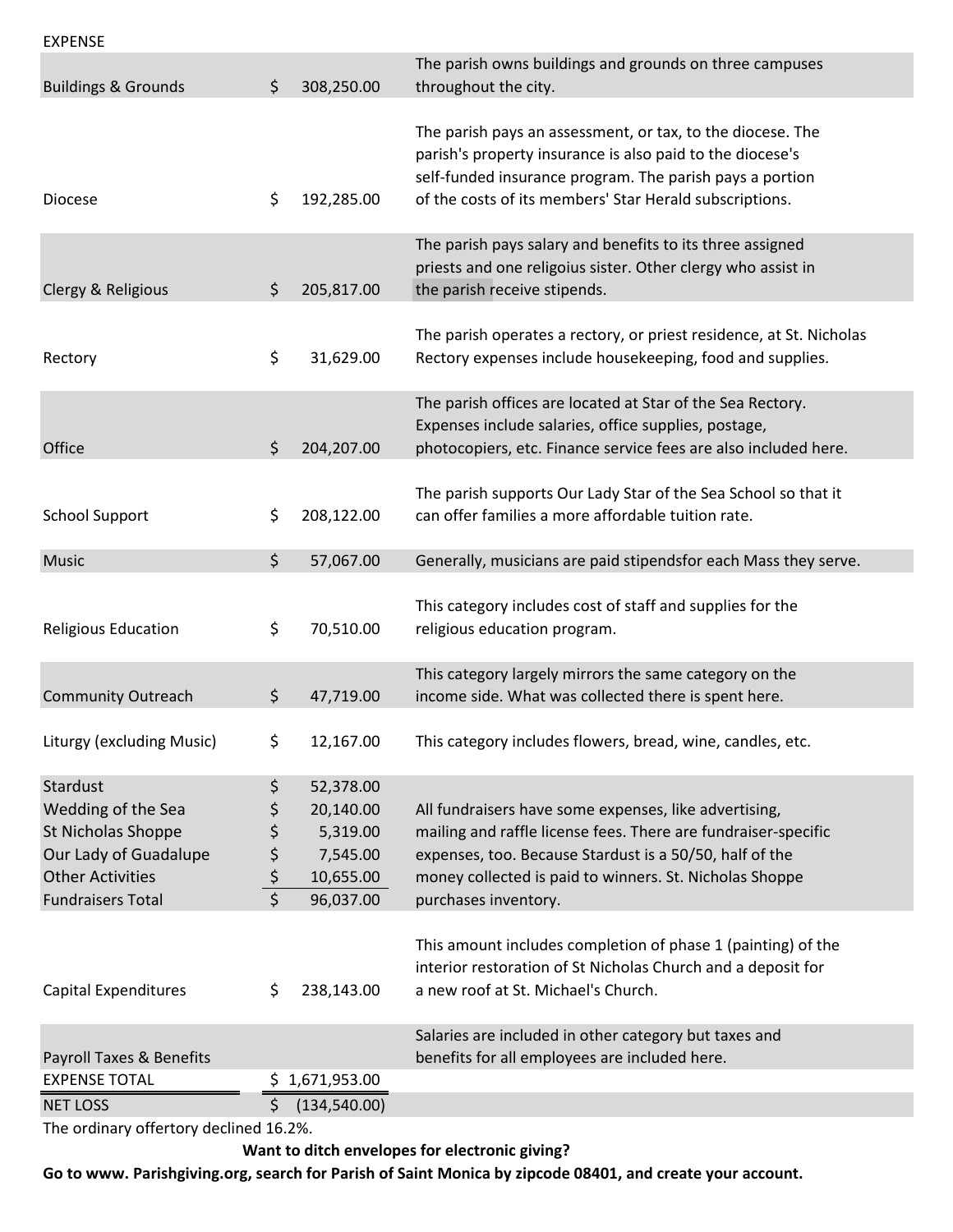EXPENSE

| | | |
|---|---|---|
| Buildings & Grounds | $ 308,250.00 | The parish owns buildings and grounds on three campuses throughout the city. |
| Diocese | $ 192,285.00 | The parish pays an assessment, or tax, to the diocese. The parish's property insurance is also paid to the diocese's self-funded insurance program. The parish pays a portion of the costs of its members' Star Herald subscriptions. |
| Clergy & Religious | $ 205,817.00 | The parish pays salary and benefits to its three assigned priests and one religoius sister. Other clergy who assist in the parish receive stipends. |
| Rectory | $ 31,629.00 | The parish operates a rectory, or priest residence, at St. Nicholas Rectory expenses include housekeeping, food and supplies. |
| Office | $ 204,207.00 | The parish offices are located at Star of the Sea Rectory. Expenses include salaries, office supplies, postage, photocopiers, etc. Finance service fees are also included here. |
| School Support | $ 208,122.00 | The parish supports Our Lady Star of the Sea School so that it can offer families a more affordable tuition rate. |
| Music | $ 57,067.00 | Generally, musicians are paid stipendsfor each Mass they serve. |
| Religious Education | $ 70,510.00 | This category includes cost of staff and supplies for the religious education program. |
| Community Outreach | $ 47,719.00 | This category largely mirrors the same category on the income side. What was collected there is spent here. |
| Liturgy (excluding Music) | $ 12,167.00 | This category includes flowers, bread, wine, candles, etc. |
| Stardust | $ 52,378.00 | All fundraisers have some expenses, like advertising, mailing and raffle license fees. There are fundraiser-specific expenses, too. Because Stardust is a 50/50, half of the money collected is paid to winners. St. Nicholas Shoppe purchases inventory. |
| Wedding of the Sea | $ 20,140.00 | |
| St Nicholas Shoppe | $ 5,319.00 | |
| Our Lady of Guadalupe | $ 7,545.00 | |
| Other Activities | $ 10,655.00 | |
| Fundraisers Total | $ 96,037.00 | |
| Capital Expenditures | $ 238,143.00 | This amount includes completion of phase 1 (painting) of the interior restoration of St Nicholas Church and a deposit for a new roof at St. Michael's Church. |
| Payroll Taxes & Benefits | | Salaries are included in other category but taxes and benefits for all employees are included here. |
| EXPENSE TOTAL | $ 1,671,953.00 | |
| NET LOSS | $ (134,540.00) | |

The ordinary offertory declined 16.2%.

**Want to ditch envelopes for electronic giving?**

**Go to www. Parishgiving.org, search for Parish of Saint Monica by zipcode 08401, and create your account.**